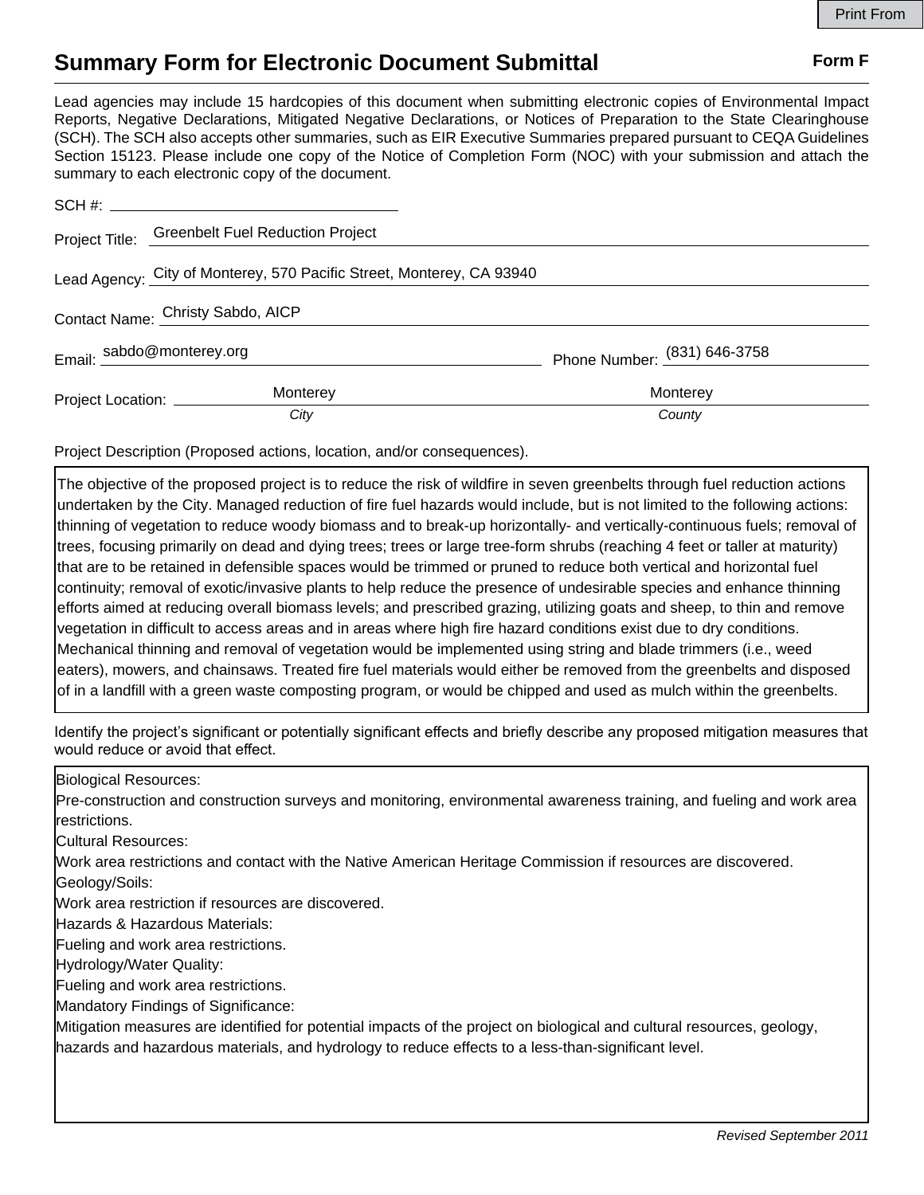# Summary Form for Electronic Document Submittal

**Form F**

Lead agencies may include 15 hardcopies of this document when submitting electronic copies of Environmental Impact Reports, Negative Declarations, Mitigated Negative Declarations, or Notices of Preparation to the State Clearinghouse (SCH). The SCH also accepts other summaries, such as EIR Executive Summaries prepared pursuant to CEQA Guidelines Section 15123. Please include one copy of the Notice of Completion Form (NOC) with your submission and attach the summary to each electronic copy of the document.

SCH #: 

Project Title: Greenbelt Fuel Reduction Project

Lead Agency: City of Monterey, 570 Pacific Street, Monterey, CA 93940

Contact Name: Christy Sabdo, AICP

Email: sabdo@monterey.org

Phone Number: (831) 646-3758

Project Location: Monterey (*City*), Monterey (*County*)

Project Description (Proposed actions, location, and/or consequences).

The objective of the proposed project is to reduce the risk of wildfire in seven greenbelts through fuel reduction actions undertaken by the City. Managed reduction of fire fuel hazards would include, but is not limited to the following actions: thinning of vegetation to reduce woody biomass and to break-up horizontally- and vertically-continuous fuels; removal of trees, focusing primarily on dead and dying trees; trees or large tree-form shrubs (reaching 4 feet or taller at maturity) that are to be retained in defensible spaces would be trimmed or pruned to reduce both vertical and horizontal fuel continuity; removal of exotic/invasive plants to help reduce the presence of undesirable species and enhance thinning efforts aimed at reducing overall biomass levels; and prescribed grazing, utilizing goats and sheep, to thin and remove vegetation in difficult to access areas and in areas where high fire hazard conditions exist due to dry conditions. Mechanical thinning and removal of vegetation would be implemented using string and blade trimmers (i.e., weed eaters), mowers, and chainsaws. Treated fire fuel materials would either be removed from the greenbelts and disposed of in a landfill with a green waste composting program, or would be chipped and used as mulch within the greenbelts.

Identify the project's significant or potentially significant effects and briefly describe any proposed mitigation measures that would reduce or avoid that effect.

Biological Resources:
Pre-construction and construction surveys and monitoring, environmental awareness training, and fueling and work area restrictions.
Cultural Resources:
Work area restrictions and contact with the Native American Heritage Commission if resources are discovered.
Geology/Soils:
Work area restriction if resources are discovered.
Hazards & Hazardous Materials:
Fueling and work area restrictions.
Hydrology/Water Quality:
Fueling and work area restrictions.
Mandatory Findings of Significance:
Mitigation measures are identified for potential impacts of the project on biological and cultural resources, geology, hazards and hazardous materials, and hydrology to reduce effects to a less-than-significant level.

*Revised September 2011*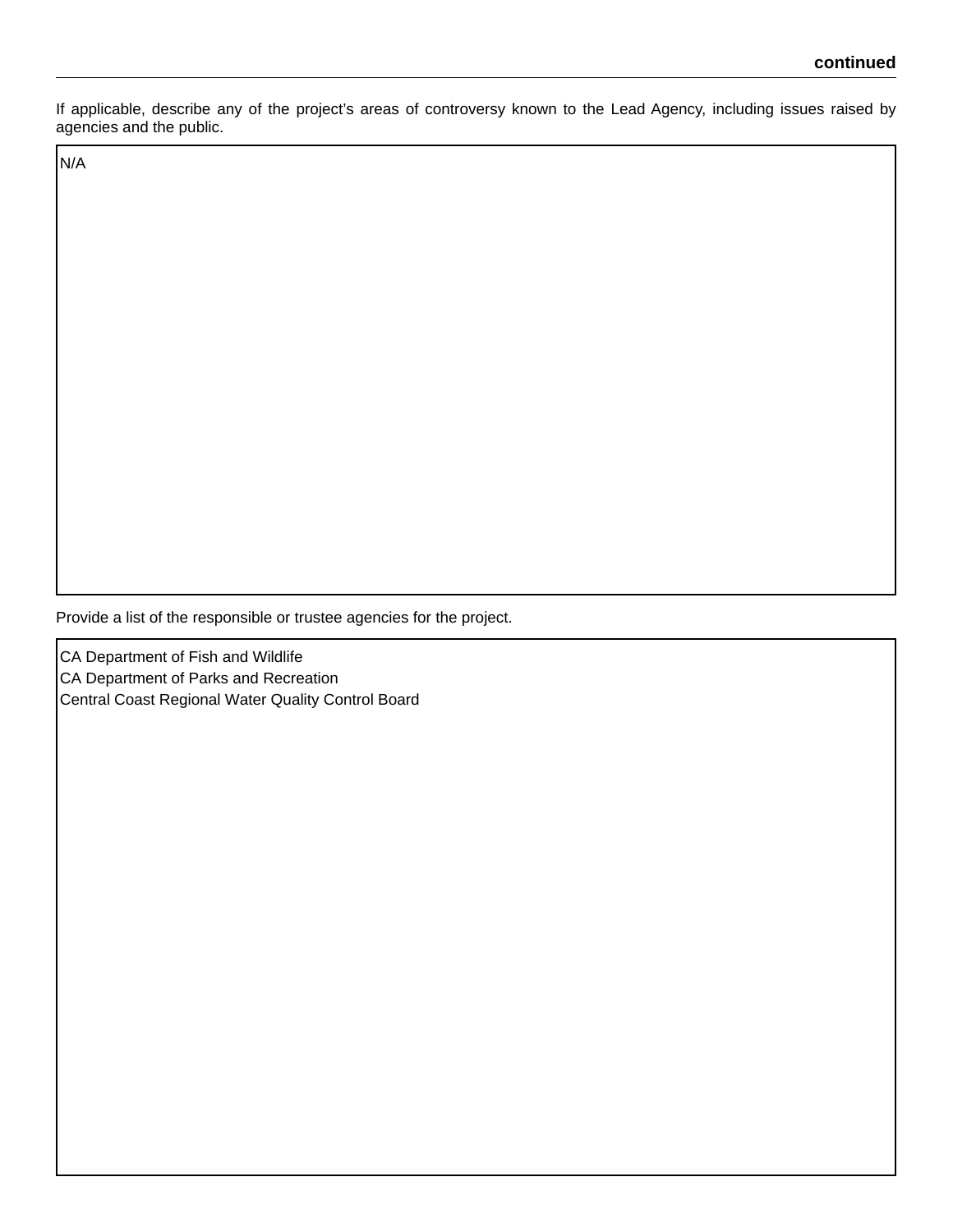**continued**

If applicable, describe any of the project's areas of controversy known to the Lead Agency, including issues raised by agencies and the public.

N/A

Provide a list of the responsible or trustee agencies for the project.

CA Department of Fish and Wildlife
CA Department of Parks and Recreation
Central Coast Regional Water Quality Control Board